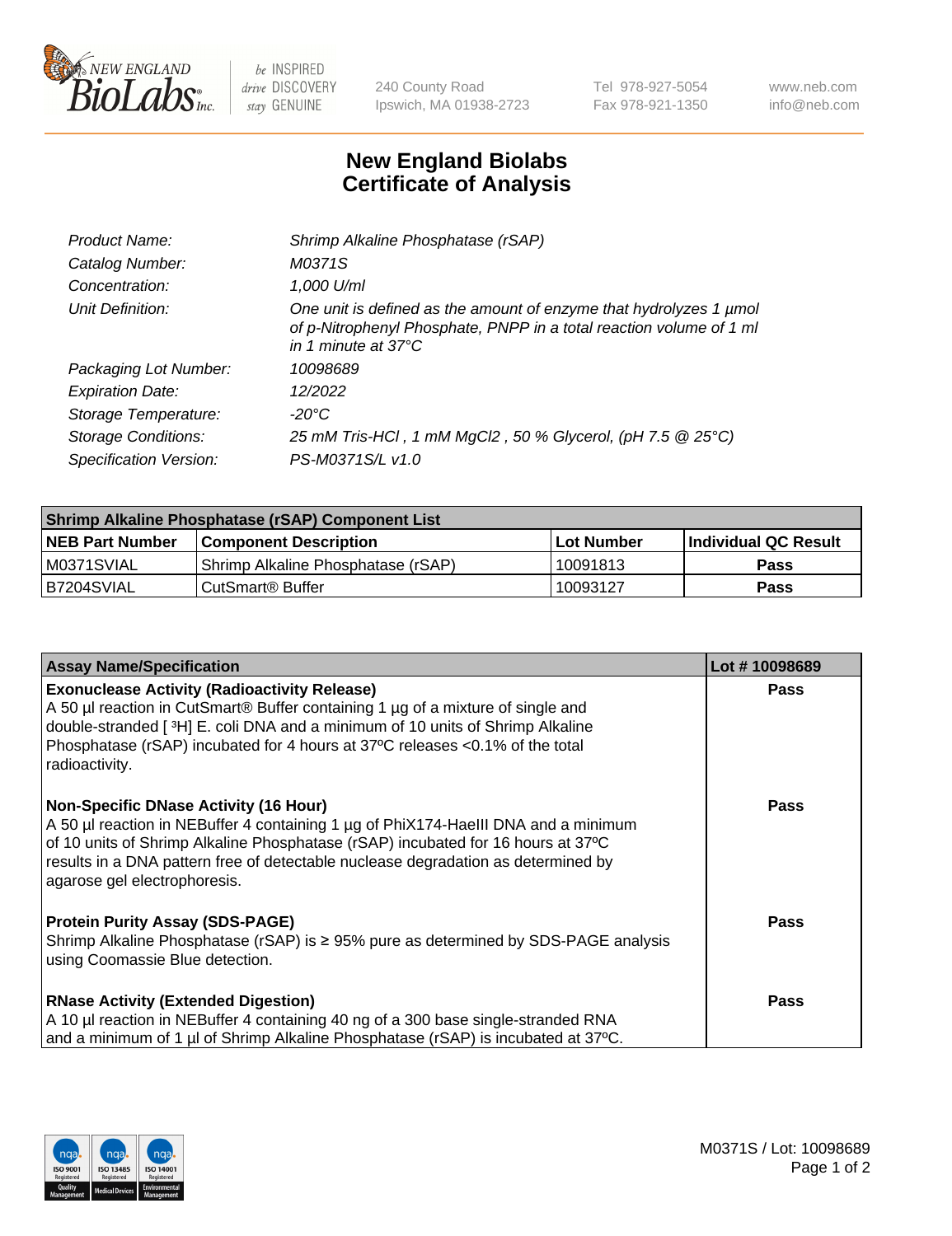# New England Biolabs Certificate of Analysis

| | |
|---|---|
| *Product Name:* | *Shrimp Alkaline Phosphatase (rSAP)* |
| *Catalog Number:* | *M0371S* |
| *Concentration:* | *1,000 U/ml* |
| *Unit Definition:* | *One unit is defined as the amount of enzyme that hydrolyzes 1 µmol of p-Nitrophenyl Phosphate, PNPP in a total reaction volume of 1 ml in 1 minute at 37°C* |
| *Packaging Lot Number:* | *10098689* |
| *Expiration Date:* | *12/2022* |
| *Storage Temperature:* | *-20°C* |
| *Storage Conditions:* | *25 mM Tris-HCl , 1 mM MgCl2 , 50 % Glycerol, (pH 7.5 @ 25°C)* |
| *Specification Version:* | *PS-M0371S/L v1.0* |

| Shrimp Alkaline Phosphatase (rSAP) Component List | | | |
|---|---|---|---|
| **NEB Part Number** | **Component Description** | **Lot Number** | **Individual QC Result** |
| M0371SVIAL | Shrimp Alkaline Phosphatase (rSAP) | 10091813 | **Pass** |
| B7204SVIAL | CutSmart® Buffer | 10093127 | **Pass** |

| Assay Name/Specification | Lot # 10098689 |
|---|---|
| **Exonuclease Activity (Radioactivity Release)**<br>A 50 µl reaction in CutSmart® Buffer containing 1 µg of a mixture of single and double-stranded [ ³H] E. coli DNA and a minimum of 10 units of Shrimp Alkaline Phosphatase (rSAP) incubated for 4 hours at 37ºC releases <0.1% of the total radioactivity. | **Pass** |
| **Non-Specific DNase Activity (16 Hour)**<br>A 50 µl reaction in NEBuffer 4 containing 1 µg of PhiX174-HaeIII DNA and a minimum of 10 units of Shrimp Alkaline Phosphatase (rSAP) incubated for 16 hours at 37ºC results in a DNA pattern free of detectable nuclease degradation as determined by agarose gel electrophoresis. | **Pass** |
| **Protein Purity Assay (SDS-PAGE)**<br>Shrimp Alkaline Phosphatase (rSAP) is ≥ 95% pure as determined by SDS-PAGE analysis using Coomassie Blue detection. | **Pass** |
| **RNase Activity (Extended Digestion)**<br>A 10 µl reaction in NEBuffer 4 containing 40 ng of a 300 base single-stranded RNA and a minimum of 1 µl of Shrimp Alkaline Phosphatase (rSAP) is incubated at 37ºC. | **Pass** |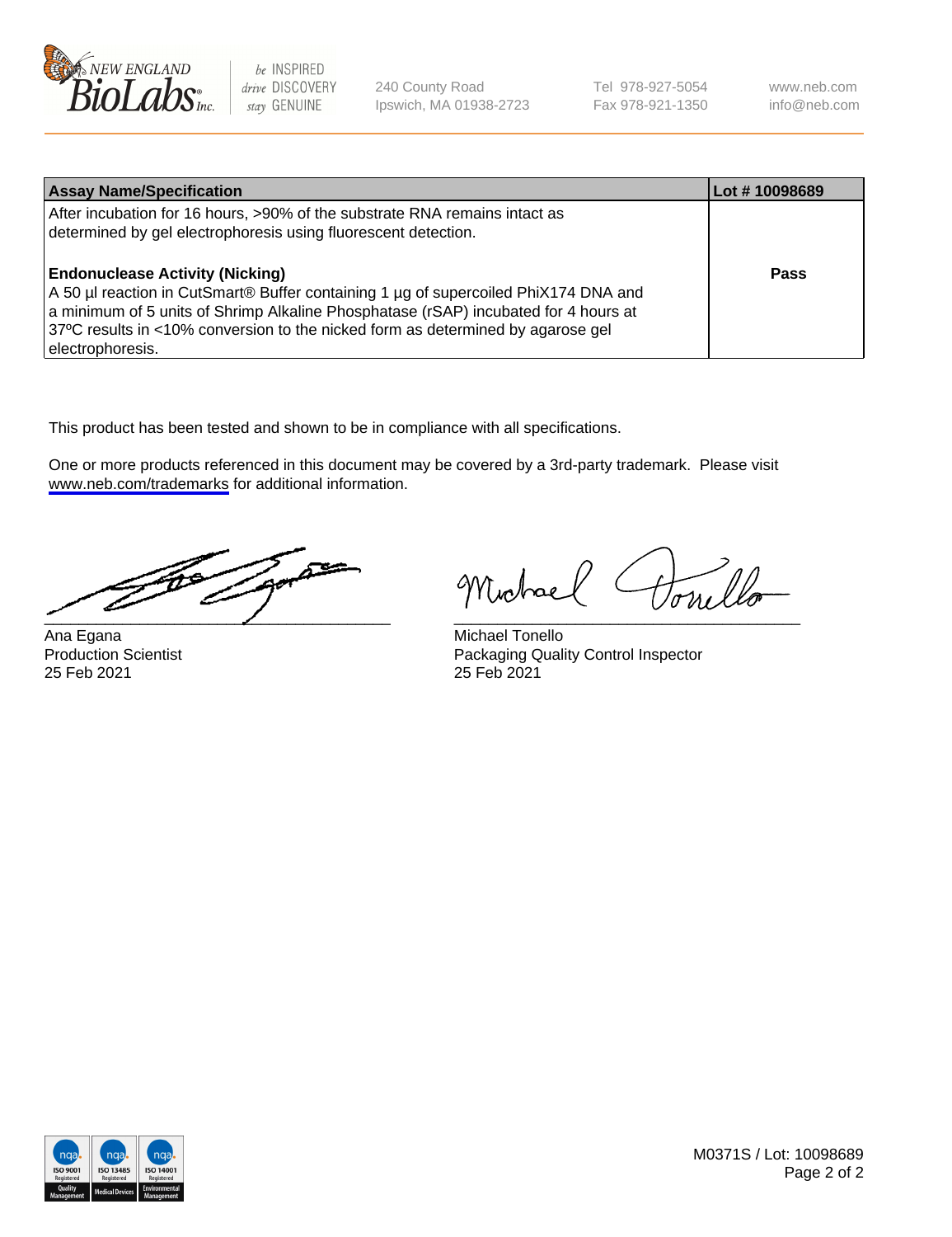New England BioLabs Inc. — be INSPIRED drive DISCOVERY stay GENUINE

240 County Road
Ipswich, MA 01938-2723

Tel 978-927-5054
Fax 978-921-1350

www.neb.com
info@neb.com

| Assay Name/Specification | Lot # 10098689 |
| --- | --- |
| After incubation for 16 hours, >90% of the substrate RNA remains intact as determined by gel electrophoresis using fluorescent detection. | |
| **Endonuclease Activity (Nicking)**<br>A 50 µl reaction in CutSmart® Buffer containing 1 µg of supercoiled PhiX174 DNA and a minimum of 5 units of Shrimp Alkaline Phosphatase (rSAP) incubated for 4 hours at 37ºC results in <10% conversion to the nicked form as determined by agarose gel electrophoresis. | **Pass** |

This product has been tested and shown to be in compliance with all specifications.

One or more products referenced in this document may be covered by a 3rd-party trademark. Please visit www.neb.com/trademarks for additional information.

Ana Egana
Production Scientist
25 Feb 2021

Michael Tonello
Packaging Quality Control Inspector
25 Feb 2021

M0371S / Lot: 10098689